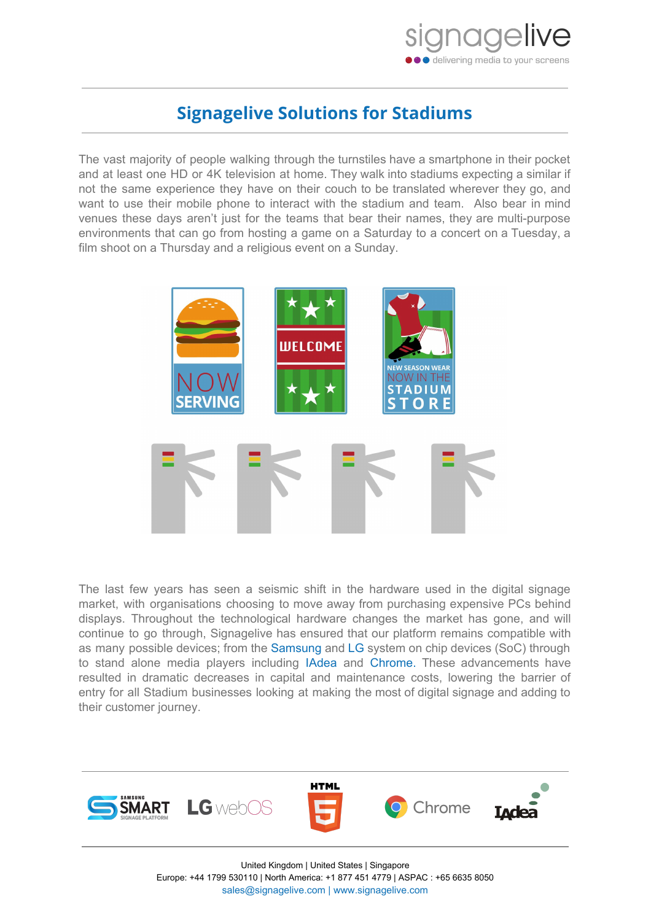# Signagelive Solutions for Stadiums

The vast majority of people walking through the turnstiles have a smartphone in their pocket and at least one HD or 4K television at home. They walk into stadiums expecting a similar if not the same experience they have on their couch to be translated wherever they go, and want to use their mobile phone to interact with the stadium and team. Also bear in mind venues these days aren't just for the teams that bear their names, they are multi-purpose environments that can go from hosting a game on a Saturday to a concert on a Tuesday, a film shoot on a Thursday and a religious event on a Sunday.

The last few years has seen a seismic shift in the hardware used in the digital signage market, with organisations choosing to move away from purchasing expensive PCs behind displays. Throughout the technological hardware changes the market has gone, and will continue to go through, Signagelive has ensured that our platform remains compatible with as many possible devices; from the Samsung and LG system on chip devices (SoC) through to stand alone media players including IAdea and Chrome. These advancements have resulted in dramatic decreases in capital and maintenance costs, lowering the barrier of entry for all Stadium businesses looking at making the most of digital signage and adding to their customer journey.

United Kingdom | United States | Singapore
Europe: +44 1799 530110 | North America: +1 877 451 4779 | ASPAC : +65 6635 8050
sales@signagelive.com | www.signagelive.com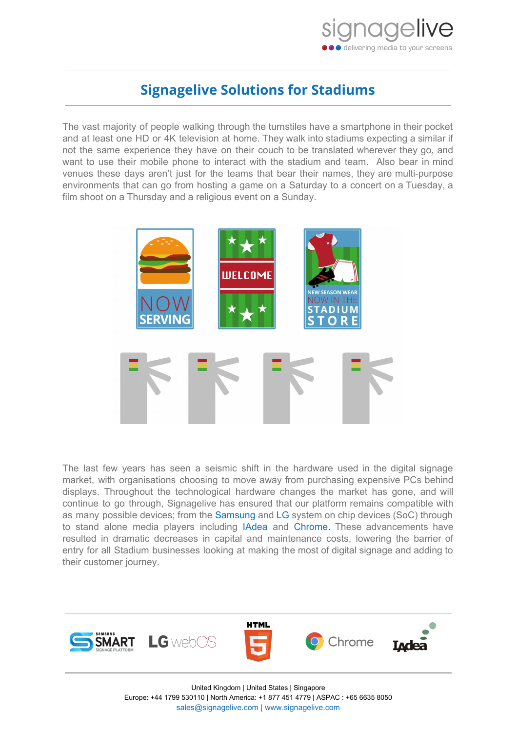# Signagelive Solutions for Stadiums

The vast majority of people walking through the turnstiles have a smartphone in their pocket and at least one HD or 4K television at home. They walk into stadiums expecting a similar if not the same experience they have on their couch to be translated wherever they go, and want to use their mobile phone to interact with the stadium and team. Also bear in mind venues these days aren't just for the teams that bear their names, they are multi-purpose environments that can go from hosting a game on a Saturday to a concert on a Tuesday, a film shoot on a Thursday and a religious event on a Sunday.

The last few years has seen a seismic shift in the hardware used in the digital signage market, with organisations choosing to move away from purchasing expensive PCs behind displays. Throughout the technological hardware changes the market has gone, and will continue to go through, Signagelive has ensured that our platform remains compatible with as many possible devices; from the Samsung and LG system on chip devices (SoC) through to stand alone media players including IAdea and Chrome. These advancements have resulted in dramatic decreases in capital and maintenance costs, lowering the barrier of entry for all Stadium businesses looking at making the most of digital signage and adding to their customer journey.

United Kingdom | United States | Singapore
Europe: +44 1799 530110 | North America: +1 877 451 4779 | ASPAC : +65 6635 8050
sales@signagelive.com | www.signagelive.com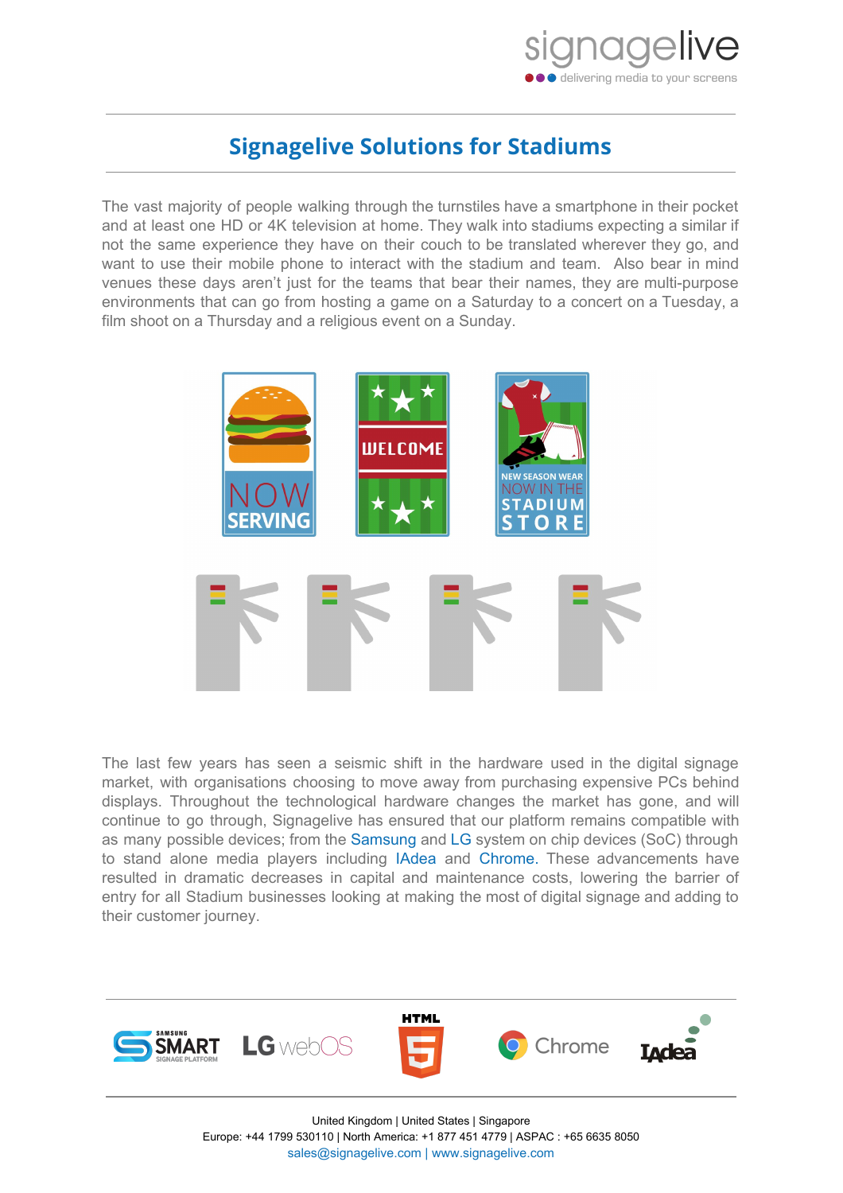# Signagelive Solutions for Stadiums

The vast majority of people walking through the turnstiles have a smartphone in their pocket and at least one HD or 4K television at home. They walk into stadiums expecting a similar if not the same experience they have on their couch to be translated wherever they go, and want to use their mobile phone to interact with the stadium and team. Also bear in mind venues these days aren't just for the teams that bear their names, they are multi-purpose environments that can go from hosting a game on a Saturday to a concert on a Tuesday, a film shoot on a Thursday and a religious event on a Sunday.

The last few years has seen a seismic shift in the hardware used in the digital signage market, with organisations choosing to move away from purchasing expensive PCs behind displays. Throughout the technological hardware changes the market has gone, and will continue to go through, Signagelive has ensured that our platform remains compatible with as many possible devices; from the Samsung and LG system on chip devices (SoC) through to stand alone media players including IAdea and Chrome. These advancements have resulted in dramatic decreases in capital and maintenance costs, lowering the barrier of entry for all Stadium businesses looking at making the most of digital signage and adding to their customer journey.

United Kingdom | United States | Singapore
Europe: +44 1799 530110 | North America: +1 877 451 4779 | ASPAC : +65 6635 8050
sales@signagelive.com | www.signagelive.com